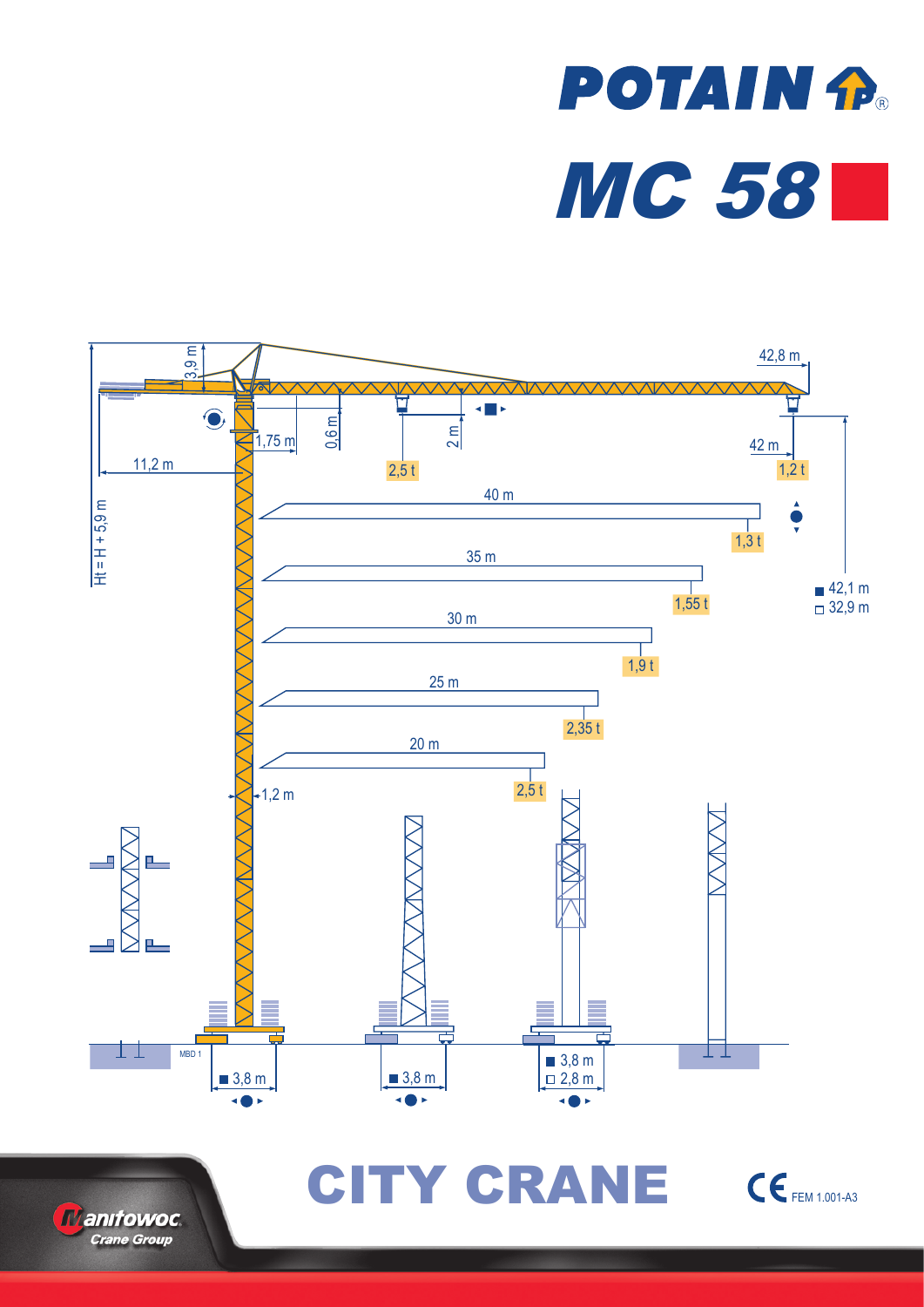# POTAIN

# MC 58

42,8 m

3,9 m

0,6 m

2 m

1,75 m

2,5 t

42 m

1,2 t

11,2 m

Ht = H + 5,9 m

40 m

1,3 t

35 m

1,55 t

42,1 m

32,9 m

30 m

1,9 t

25 m

2,35 t

20 m

2,5 t

1,2 m

MBD 1

3,8 m

3,8 m

3,8 m

2,8 m

## CITY CRANE

CE FEM 1.001-A3

Manitowoc Crane Group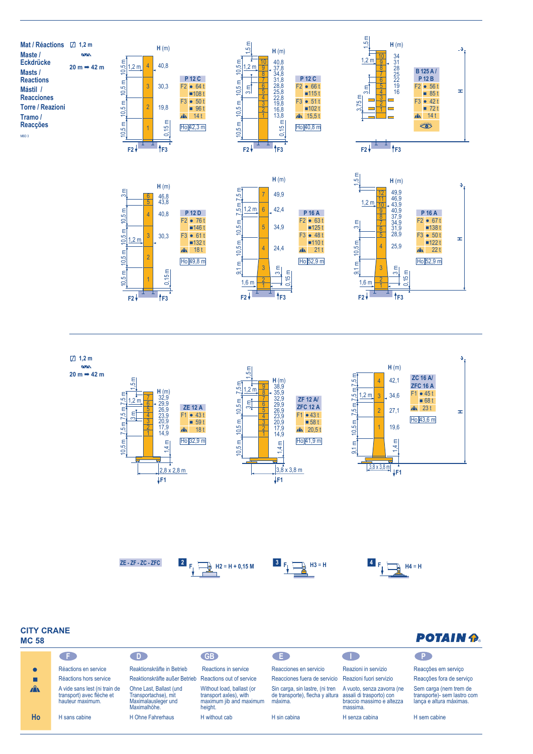**Mat / Réactions**
**Maste / Eckdrücke**
**Masts / Reactions**
**Mástil / Reacciones**
**Torre / Reazioni**
**Tramo / Reacções**

MBD 3

1,2 m

20 m ➡ 42 m

**P 12 C** (H (m): 40,8 / 30,3 / 19,8)

| | | |
|---|---|---|
| F2 | ● | 64 t |
| | ■ | 108 t |
| F3 | ● | 50 t |
| | ■ | 96 t |
| | | 14 t |
| Ho | 42,3 m | |

**P 12 C** (H (m): 40,8 / 37,8 / 34,8 / 31,8 / 28,8 / 25,8 / 22,8 / 19,8 / 16,8 / 13,8)

| | | |
|---|---|---|
| F2 | ● | 66 t |
| | ■ | 115 t |
| F3 | ● | 51 t |
| | ■ | 102 t |
| | | 15,5 t |
| Ho | 40,8 m | |

**B 125 A / P 12 B** (H (m): 34 / 31 / 28 / 25 / 22 / 19 / 16)

| | | |
|---|---|---|
| F2 | ● | 56 t |
| | ■ | 85 t |
| F3 | ● | 42 t |
| | ■ | 72 t |
| | | 14 t |

**P 12 D** (H (m): 46,8 / 43,8 / 40,8 / 30,3)

| | | |
|---|---|---|
| F2 | ● | 76 t |
| | ■ | 146 t |
| F3 | ● | 61 t |
| | ■ | 132 t |
| | | 18 t |
| Ho | 49,8 m | |

**P 16 A** (H (m): 49,9 / 42,4 / 34,9 / 24,4)

| | | |
|---|---|---|
| F2 | ● | 63 t |
| | ■ | 125 t |
| F3 | ● | 48 t |
| | ■ | 110 t |
| | | 21 t |
| Ho | 52,9 m | |

**P 16 A** (H (m): 49,9 / 46,9 / 43,9 / 40,9 / 37,9 / 34,9 / 31,9 / 28,9 / 25,9)

| | | |
|---|---|---|
| F2 | ● | 67 t |
| | ■ | 138 t |
| F3 | ● | 50 t |
| | ■ | 122 t |
| | | 22 t |
| Ho | 52,9 m | |

1,2 m

20 m ➡ 42 m

**ZE 12 A** (H (m): 32,9 / 29,9 / 26,9 / 23,9 / 20,9 / 17,9 / 14,9; 2,8 x 2,8 m)

| | | |
|---|---|---|
| F1 | ● | 43 t |
| | ■ | 59 t |
| | | 18 t |
| Ho | 32,9 m | |

**ZF 12 A / ZFC 12 A** (H (m): 38,9 / 35,9 / 32,9 / 29,9 / 26,9 / 23,9 / 20,9 / 17,9 / 14,9; 3,8 x 3,8 m)

| | | |
|---|---|---|
| F1 | ● | 43 t |
| | ■ | 58 t |
| | | 20,5 t |
| Ho | 41,9 m | |

**ZC 16 A / ZFC 16 A** (H (m): 42,1 / 34,6 / 27,1 / 19,6; 3,8 x 3,8 m)

| | | |
|---|---|---|
| F1 | ● | 45 t |
| | ■ | 68 t |
| | | 23 t |
| Ho | 43,6 m | |

ZE - ZF - ZC - ZFC

2: H2 = H + 0,15 M

3: H3 = H

4: H4 = H

**CITY CRANE**
**MC 58**

POTAIN

| | F | D | GB | E | I | P |
|---|---|---|---|---|---|---|
| ● | Réactions en service | Reaktionskräfte in Betrieb | Reactions in service | Reacciones en servicio | Reazioni in servizio | Reacções em serviço |
| ■ | Réactions hors service | Reaktionskräfte außer Betrieb | Reactions out of service | Reacciones fuera de servicio | Reazioni fuori servizio | Reacções fora de serviço |
| | A vide sans lest (ni train de transport) avec flèche et hauteur maximum. | Ohne Last, Ballast (und Transportachse), mit Maximalausleger und Maximalhöhe. | Without load, ballast (or transport axles), with maximum jib and maximum height. | Sin carga, sin lastre, (ni tren de transporte), flecha y altura máxima. | A vuoto, senza zavorra (ne assali di trasporto) con braccio massimo e altezza massima. | Sem carga (nem trem de transporte)- sem lastro com lança e altura máximas. |
| Ho | H sans cabine | H Ohne Fahrerhaus | H without cab | H sin cabina | H senza cabina | H sem cabine |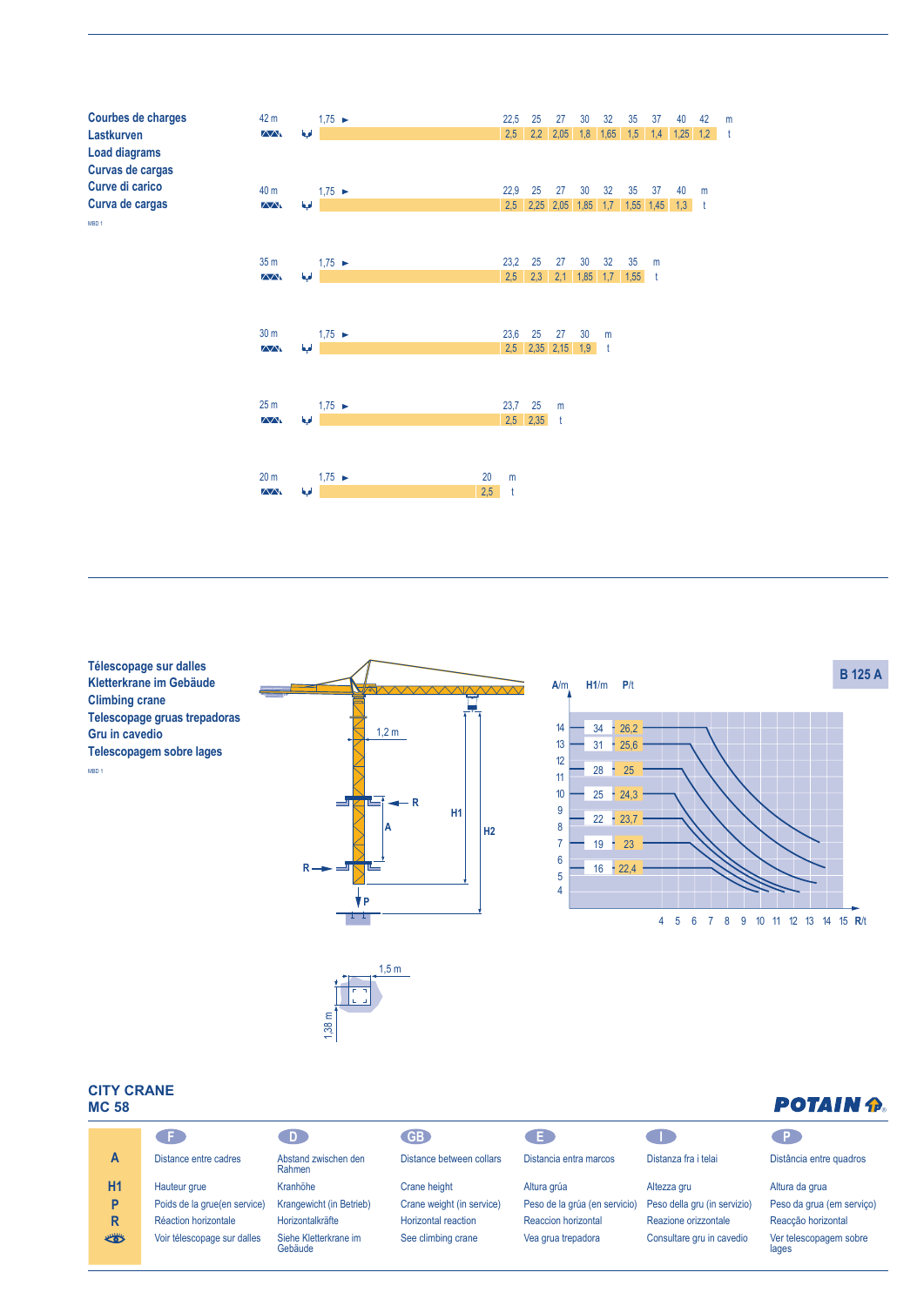**Courbes de charges**
**Lastkurven**
**Load diagrams**
**Curvas de cargas**
**Curve di carico**
**Curva de cargas**

MBD 1

42 m

| 1,75 ► | 22,5 | 25 | 27 | 30 | 32 | 35 | 37 | 40 | 42 | m |
|---|---|---|---|---|---|---|---|---|---|---|
| | 2,5 | 2,2 | 2,05 | 1,8 | 1,65 | 1,5 | 1,4 | 1,25 | 1,2 | t |

40 m

| 1,75 ► | 22,9 | 25 | 27 | 30 | 32 | 35 | 37 | 40 | m |
|---|---|---|---|---|---|---|---|---|---|
| | 2,5 | 2,25 | 2,05 | 1,85 | 1,7 | 1,55 | 1,45 | 1,3 | t |

35 m

| 1,75 ► | 23,2 | 25 | 27 | 30 | 32 | 35 | m |
|---|---|---|---|---|---|---|---|
| | 2,5 | 2,3 | 2,1 | 1,85 | 1,7 | 1,55 | t |

30 m

| 1,75 ► | 23,6 | 25 | 27 | 30 | m |
|---|---|---|---|---|---|
| | 2,5 | 2,35 | 2,15 | 1,9 | t |

25 m

| 1,75 ► | 23,7 | 25 | m |
|---|---|---|---|
| | 2,5 | 2,35 | t |

20 m

| 1,75 ► | 20 | m |
|---|---|---|
| | 2,5 | t |

**Télescopage sur dalles**
**Kletterkrane im Gebäude**
**Climbing crane**
**Telescopage gruas trepadoras**
**Gru in cavedio**
**Telescopagem sobre lages**

MBD 1

1,2 m — R — A — H1 — H2 — R — P

1,5 m — 1,38 m

**B 125 A**

| A/m | H1/m | P/t |
|---|---|---|
| 14 | 34 | 26,2 |
| 13 | 31 | 25,6 |
| 12 | 28 | 25 |
| 10 | 25 | 24,3 |
| 8 | 22 | 23,7 |
| 7 | 19 | 23 |
| 5 | 16 | 22,4 |

R/t: 4 5 6 7 8 9 10 11 12 13 14 15

**CITY CRANE**
**MC 58**

POTAIN

| | F | D | GB | E | I | P |
|---|---|---|---|---|---|---|
| **A** | Distance entre cadres | Abstand zwischen den Rahmen | Distance between collars | Distancia entra marcos | Distanza fra i telai | Distância entre quadros |
| **H1** | Hauteur grue | Kranhöhe | Crane height | Altura grúa | Altezza gru | Altura da grua |
| **P** | Poids de la grue(en service) | Krangewicht (in Betrieb) | Crane weight (in service) | Peso de la grúa (en servicio) | Peso della gru (in servizio) | Peso da grua (em serviço) |
| **R** | Réaction horizontale | Horizontalkräfte | Horizontal reaction | Reaccion horizontal | Reazione orizzontale | Reacção horizontal |
| | Voir télescopage sur dalles | Siehe Kletterkrane im Gebäude | See climbing crane | Vea grua trepadora | Consultare gru in cavedio | Ver telescopagem sobre lages |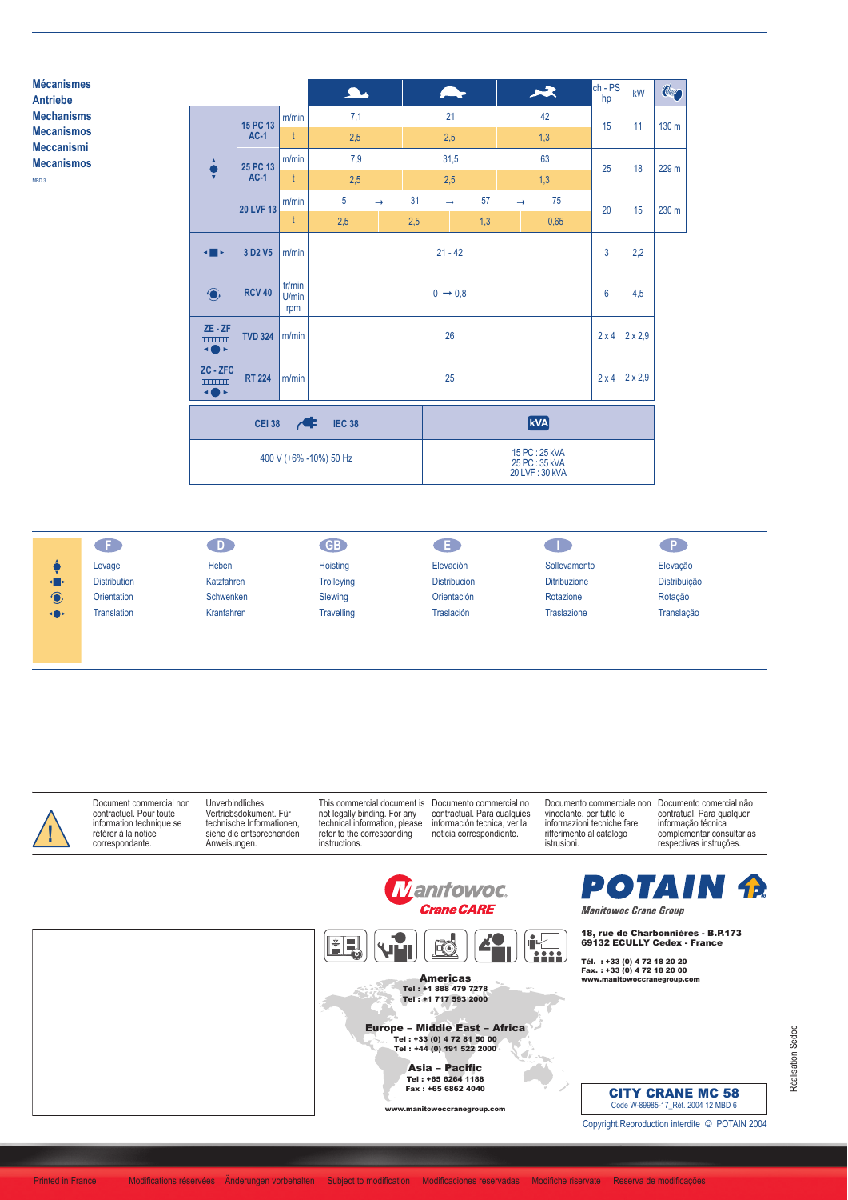**Mécanismes**
**Antriebe**
**Mechanisms**
**Mecanismos**
**Meccanismi**
**Mecanismos**

MBD 3

| | | | | | | | | | ch - PS hp | kW | |
|---|---|---|---|---|---|---|---|---|---|---|---|
| Levage | 15 PC 13 AC-1 | m/min | 7,1 | | 21 | | 42 | | 15 | 11 | 130 m |
| | | t | 2,5 | | 2,5 | | 1,3 | | | | |
| | 25 PC 13 AC-1 | m/min | 7,9 | | 31,5 | | 63 | | 25 | 18 | 229 m |
| | | t | 2,5 | | 2,5 | | 1,3 | | | | |
| | 20 LVF 13 | m/min | 5 → | 31 → | 57 → | | 75 | | 20 | 15 | 230 m |
| | | t | 2,5 | 2,5 | 1,3 | | 0,65 | | | | |
| Distribution | 3 D2 V5 | m/min | 21 - 42 | | | | | | 3 | 2,2 | |
| Orientation | RCV 40 | tr/min U/min rpm | 0 → 0,8 | | | | | | 6 | 4,5 | |
| ZE - ZF | TVD 324 | m/min | 26 | | | | | | 2 x 4 | 2 x 2,9 | |
| ZC - ZFC | RT 224 | m/min | 25 | | | | | | 2 x 4 | 2 x 2,9 | |

| CEI 38 / IEC 38 | kVA |
|---|---|
| 400 V (+6% -10%) 50 Hz | 15 PC : 25 kVA<br>25 PC : 35 kVA<br>20 LVF : 30 kVA |

| F | D | GB | E | I | P |
|---|---|---|---|---|---|
| Levage | Heben | Hoisting | Elevación | Sollevamento | Elevação |
| Distribution | Katzfahren | Trolleying | Distribución | Ditribuzione | Distribuição |
| Orientation | Schwenken | Slewing | Orientación | Rotazione | Rotação |
| Translation | Kranfahren | Travelling | Traslación | Traslazione | Translação |

Document commercial non contractuel. Pour toute information technique se référer à la notice correspondante.

Unverbindliches Vertriebsdokument. Für technische Informationen, siehe die entsprechenden Anweisungen.

This commercial document is not legally binding. For any technical information, please refer to the corresponding instructions.

Documento commercial no contractual. Para cualquies información tecnica, ver la noticia correspondiente.

Documento commerciale non vincolante, per tutte le informazioni tecniche fare rifferimento al catalogo istrusioni.

Documento comercial não contratual. Para qualquer informação técnica complementar consultar as respectivas instruções.

Manitowoc Crane CARE

**Americas**
Tel : +1 888 479 7278
Tel : +1 717 593 2000

**Europe – Middle East – Africa**
Tel : +33 (0) 4 72 81 50 00
Tel : +44 (0) 191 522 2000

**Asia – Pacific**
Tel : +65 6264 1188
Fax : +65 6862 4040

www.manitowoccranegroup.com

**POTAIN**
Manitowoc Crane Group

18, rue de Charbonnières - B.P.173
69132 ECULLY Cedex - France

Tél. : +33 (0) 4 72 18 20 20
Fax. : +33 (0) 4 72 18 20 00
www.manitowoccranegroup.com

**CITY CRANE MC 58**
Code W-89985-17_Réf. 2004 12 MBD 6

Copyright.Reproduction interdite © POTAIN 2004

Réalisation Sedoc

Printed in France  Modifications réservées  Änderungen vorbehalten  Subject to modification  Modificaciones reservadas  Modifiche riservate  Reserva de modificações